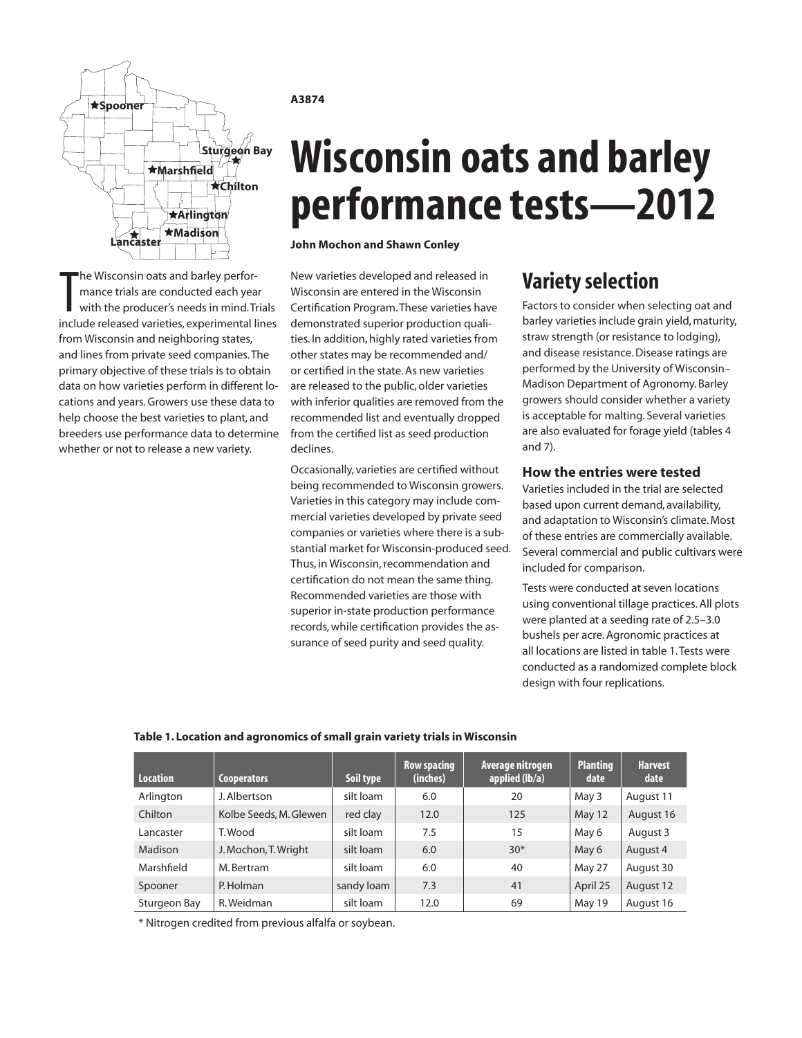A3874

# Wisconsin oats and barley performance tests—2012

**John Mochon and Shawn Conley**

The Wisconsin oats and barley performance trials are conducted each year with the producer's needs in mind. Trials include released varieties, experimental lines from Wisconsin and neighboring states, and lines from private seed companies. The primary objective of these trials is to obtain data on how varieties perform in different locations and years. Growers use these data to help choose the best varieties to plant, and breeders use performance data to determine whether or not to release a new variety.

New varieties developed and released in Wisconsin are entered in the Wisconsin Certification Program. These varieties have demonstrated superior production qualities. In addition, highly rated varieties from other states may be recommended and/or certified in the state. As new varieties are released to the public, older varieties with inferior qualities are removed from the recommended list and eventually dropped from the certified list as seed production declines.

Occasionally, varieties are certified without being recommended to Wisconsin growers. Varieties in this category may include commercial varieties developed by private seed companies or varieties where there is a substantial market for Wisconsin-produced seed. Thus, in Wisconsin, recommendation and certification do not mean the same thing. Recommended varieties are those with superior in-state production performance records, while certification provides the assurance of seed purity and seed quality.

## Variety selection

Factors to consider when selecting oat and barley varieties include grain yield, maturity, straw strength (or resistance to lodging), and disease resistance. Disease ratings are performed by the University of Wisconsin–Madison Department of Agronomy. Barley growers should consider whether a variety is acceptable for malting. Several varieties are also evaluated for forage yield (tables 4 and 7).

### How the entries were tested

Varieties included in the trial are selected based upon current demand, availability, and adaptation to Wisconsin's climate. Most of these entries are commercially available. Several commercial and public cultivars were included for comparison.

Tests were conducted at seven locations using conventional tillage practices. All plots were planted at a seeding rate of 2.5–3.0 bushels per acre. Agronomic practices at all locations are listed in table 1. Tests were conducted as a randomized complete block design with four replications.

**Table 1. Location and agronomics of small grain variety trials in Wisconsin**

| Location | Cooperators | Soil type | Row spacing (inches) | Average nitrogen applied (lb/a) | Planting date | Harvest date |
|---|---|---|---|---|---|---|
| Arlington | J. Albertson | silt loam | 6.0 | 20 | May 3 | August 11 |
| Chilton | Kolbe Seeds, M. Glewen | red clay | 12.0 | 125 | May 12 | August 16 |
| Lancaster | T. Wood | silt loam | 7.5 | 15 | May 6 | August 3 |
| Madison | J. Mochon, T. Wright | silt loam | 6.0 | 30* | May 6 | August 4 |
| Marshfield | M. Bertram | silt loam | 6.0 | 40 | May 27 | August 30 |
| Spooner | P. Holman | sandy loam | 7.3 | 41 | April 25 | August 12 |
| Sturgeon Bay | R. Weidman | silt loam | 12.0 | 69 | May 19 | August 16 |

\* Nitrogen credited from previous alfalfa or soybean.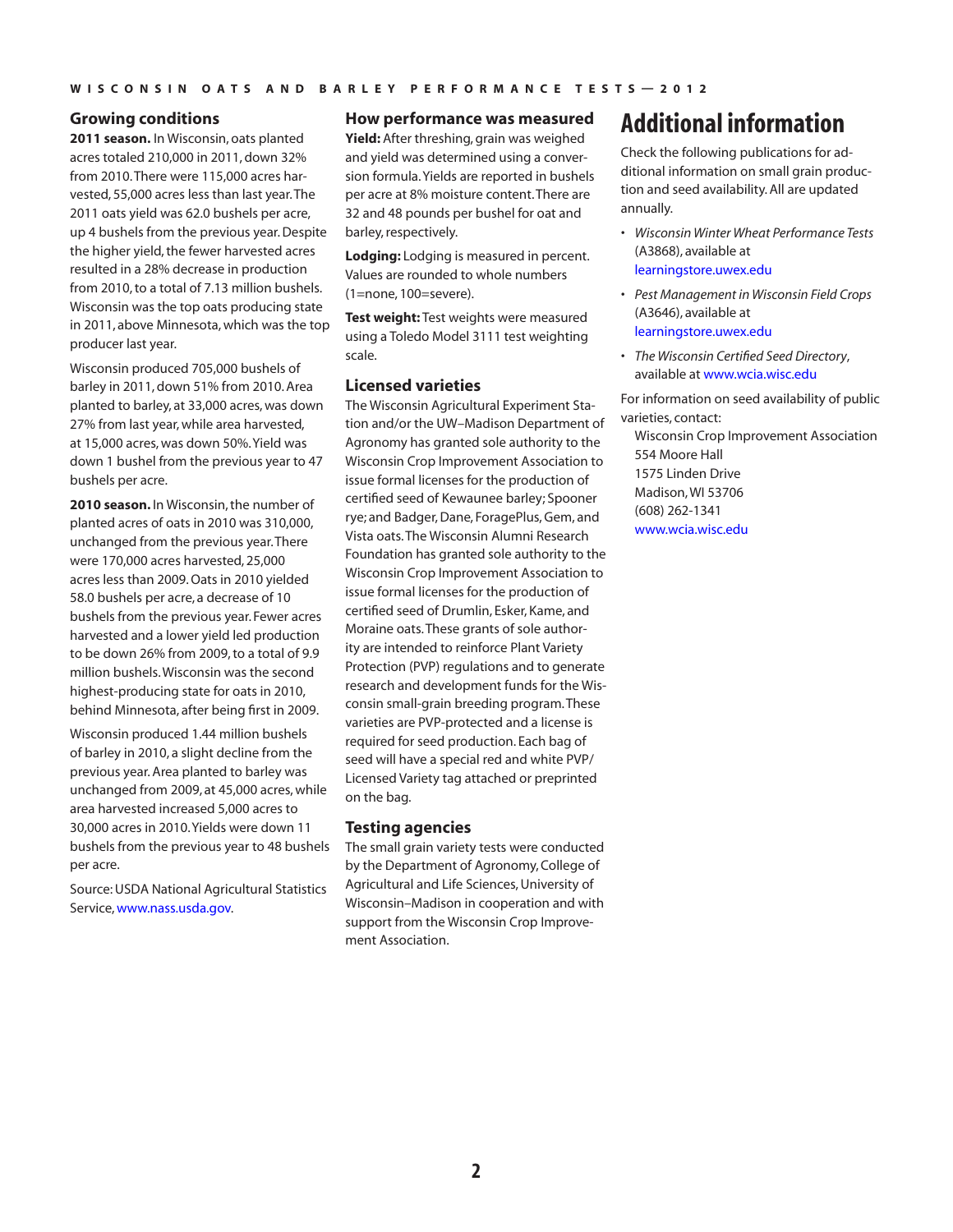## Growing conditions

**2011 season.** In Wisconsin, oats planted acres totaled 210,000 in 2011, down 32% from 2010. There were 115,000 acres harvested, 55,000 acres less than last year. The 2011 oats yield was 62.0 bushels per acre, up 4 bushels from the previous year. Despite the higher yield, the fewer harvested acres resulted in a 28% decrease in production from 2010, to a total of 7.13 million bushels. Wisconsin was the top oats producing state in 2011, above Minnesota, which was the top producer last year.

Wisconsin produced 705,000 bushels of barley in 2011, down 51% from 2010. Area planted to barley, at 33,000 acres, was down 27% from last year, while area harvested, at 15,000 acres, was down 50%. Yield was down 1 bushel from the previous year to 47 bushels per acre.

**2010 season.** In Wisconsin, the number of planted acres of oats in 2010 was 310,000, unchanged from the previous year. There were 170,000 acres harvested, 25,000 acres less than 2009. Oats in 2010 yielded 58.0 bushels per acre, a decrease of 10 bushels from the previous year. Fewer acres harvested and a lower yield led production to be down 26% from 2009, to a total of 9.9 million bushels. Wisconsin was the second highest-producing state for oats in 2010, behind Minnesota, after being first in 2009.

Wisconsin produced 1.44 million bushels of barley in 2010, a slight decline from the previous year. Area planted to barley was unchanged from 2009, at 45,000 acres, while area harvested increased 5,000 acres to 30,000 acres in 2010. Yields were down 11 bushels from the previous year to 48 bushels per acre.

Source: USDA National Agricultural Statistics Service, www.nass.usda.gov.

## How performance was measured

**Yield:** After threshing, grain was weighed and yield was determined using a conversion formula. Yields are reported in bushels per acre at 8% moisture content. There are 32 and 48 pounds per bushel for oat and barley, respectively.

**Lodging:** Lodging is measured in percent. Values are rounded to whole numbers (1=none, 100=severe).

**Test weight:** Test weights were measured using a Toledo Model 3111 test weighting scale.

## Licensed varieties

The Wisconsin Agricultural Experiment Station and/or the UW–Madison Department of Agronomy has granted sole authority to the Wisconsin Crop Improvement Association to issue formal licenses for the production of certified seed of Kewaunee barley; Spooner rye; and Badger, Dane, ForagePlus, Gem, and Vista oats. The Wisconsin Alumni Research Foundation has granted sole authority to the Wisconsin Crop Improvement Association to issue formal licenses for the production of certified seed of Drumlin, Esker, Kame, and Moraine oats. These grants of sole authority are intended to reinforce Plant Variety Protection (PVP) regulations and to generate research and development funds for the Wisconsin small-grain breeding program. These varieties are PVP-protected and a license is required for seed production. Each bag of seed will have a special red and white PVP/Licensed Variety tag attached or preprinted on the bag.

## Testing agencies

The small grain variety tests were conducted by the Department of Agronomy, College of Agricultural and Life Sciences, University of Wisconsin–Madison in cooperation and with support from the Wisconsin Crop Improvement Association.

# Additional information

Check the following publications for additional information on small grain production and seed availability. All are updated annually.

- *Wisconsin Winter Wheat Performance Tests* (A3868), available at learningstore.uwex.edu
- *Pest Management in Wisconsin Field Crops* (A3646), available at learningstore.uwex.edu
- *The Wisconsin Certified Seed Directory*, available at www.wcia.wisc.edu

For information on seed availability of public varieties, contact:

Wisconsin Crop Improvement Association
554 Moore Hall
1575 Linden Drive
Madison, WI 53706
(608) 262-1341
www.wcia.wisc.edu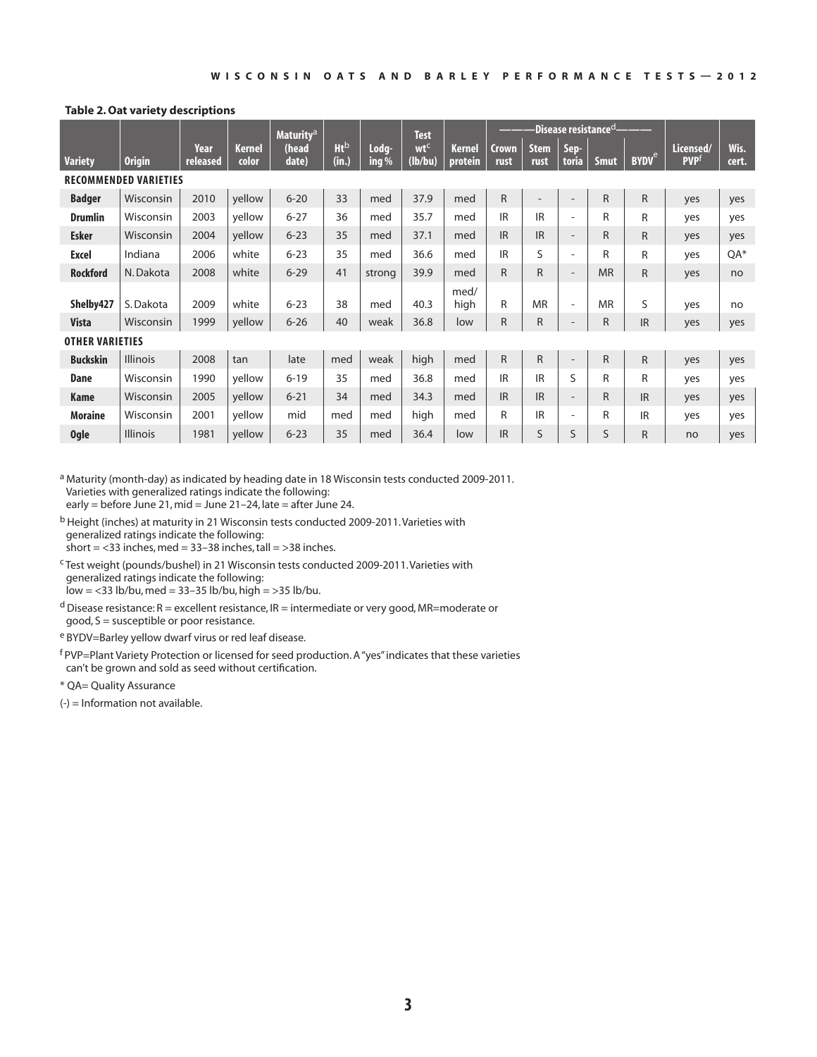**Table 2. Oat variety descriptions**

| Variety | Origin | Year released | Kernel color | Maturity[a] (head date) | Ht[b] (in.) | Lodging % | Test wt[c] (lb/bu) | Kernel protein | Disease resistance[d] Crown rust | Stem rust | Septoria | Smut | BYDV[e] | Licensed/ PVP[f] | Wis. cert. |
|---|---|---|---|---|---|---|---|---|---|---|---|---|---|---|---|
| **RECOMMENDED VARIETIES** | | | | | | | | | | | | | | | |
| **Badger** | Wisconsin | 2010 | yellow | 6-20 | 33 | med | 37.9 | med | R | - | - | R | R | yes | yes |
| **Drumlin** | Wisconsin | 2003 | yellow | 6-27 | 36 | med | 35.7 | med | IR | IR | - | R | R | yes | yes |
| **Esker** | Wisconsin | 2004 | yellow | 6-23 | 35 | med | 37.1 | med | IR | IR | - | R | R | yes | yes |
| **Excel** | Indiana | 2006 | white | 6-23 | 35 | med | 36.6 | med | IR | S | - | R | R | yes | QA* |
| **Rockford** | N. Dakota | 2008 | white | 6-29 | 41 | strong | 39.9 | med | R | R | - | MR | R | yes | no |
| **Shelby427** | S. Dakota | 2009 | white | 6-23 | 38 | med | 40.3 | med/ high | R | MR | - | MR | S | yes | no |
| **Vista** | Wisconsin | 1999 | yellow | 6-26 | 40 | weak | 36.8 | low | R | R | - | R | IR | yes | yes |
| **OTHER VARIETIES** | | | | | | | | | | | | | | | |
| **Buckskin** | Illinois | 2008 | tan | late | med | weak | high | med | R | R | - | R | R | yes | yes |
| **Dane** | Wisconsin | 1990 | yellow | 6-19 | 35 | med | 36.8 | med | IR | IR | S | R | R | yes | yes |
| **Kame** | Wisconsin | 2005 | yellow | 6-21 | 34 | med | 34.3 | med | IR | IR | - | R | IR | yes | yes |
| **Moraine** | Wisconsin | 2001 | yellow | mid | med | med | high | med | R | IR | - | R | IR | yes | yes |
| **Ogle** | Illinois | 1981 | yellow | 6-23 | 35 | med | 36.4 | low | IR | S | S | S | R | no | yes |

[a] Maturity (month-day) as indicated by heading date in 18 Wisconsin tests conducted 2009-2011. Varieties with generalized ratings indicate the following: early = before June 21, mid = June 21–24, late = after June 24.

[b] Height (inches) at maturity in 21 Wisconsin tests conducted 2009-2011. Varieties with generalized ratings indicate the following: short = <33 inches, med = 33–38 inches, tall = >38 inches.

[c] Test weight (pounds/bushel) in 21 Wisconsin tests conducted 2009-2011. Varieties with generalized ratings indicate the following: low = <33 lb/bu, med = 33–35 lb/bu, high = >35 lb/bu.

[d] Disease resistance: R = excellent resistance, IR = intermediate or very good, MR=moderate or good, S = susceptible or poor resistance.

[e] BYDV=Barley yellow dwarf virus or red leaf disease.

[f] PVP=Plant Variety Protection or licensed for seed production. A "yes" indicates that these varieties can't be grown and sold as seed without certification.

* QA= Quality Assurance

(-) = Information not available.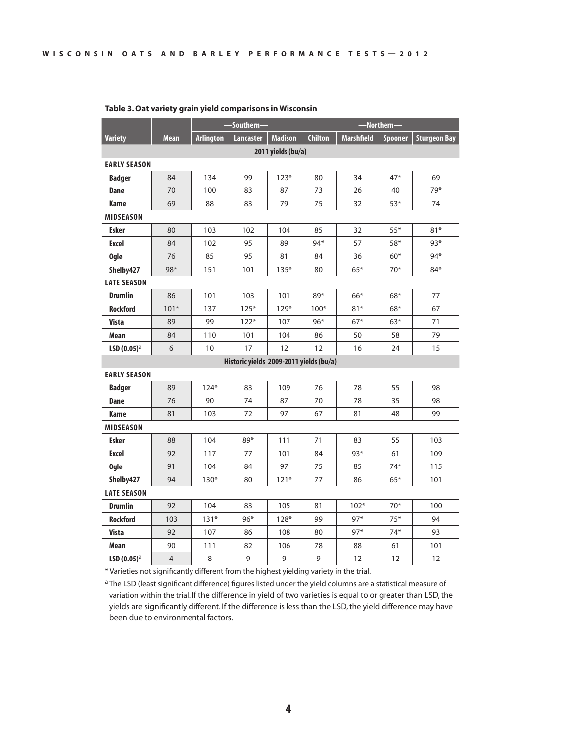**Table 3. Oat variety grain yield comparisons in Wisconsin**

| | | —Southern— | | | —Northern— | | | |
|---|---|---|---|---|---|---|---|---|
| **Variety** | **Mean** | **Arlington** | **Lancaster** | **Madison** | **Chilton** | **Marshfield** | **Spooner** | **Sturgeon Bay** |
| | | | | **2011 yields (bu/a)** | | | | |
| **EARLY SEASON** | | | | | | | | |
| **Badger** | 84 | 134 | 99 | 123* | 80 | 34 | 47* | 69 |
| **Dane** | 70 | 100 | 83 | 87 | 73 | 26 | 40 | 79* |
| **Kame** | 69 | 88 | 83 | 79 | 75 | 32 | 53* | 74 |
| **MIDSEASON** | | | | | | | | |
| **Esker** | 80 | 103 | 102 | 104 | 85 | 32 | 55* | 81* |
| **Excel** | 84 | 102 | 95 | 89 | 94* | 57 | 58* | 93* |
| **Ogle** | 76 | 85 | 95 | 81 | 84 | 36 | 60* | 94* |
| **Shelby427** | 98* | 151 | 101 | 135* | 80 | 65* | 70* | 84* |
| **LATE SEASON** | | | | | | | | |
| **Drumlin** | 86 | 101 | 103 | 101 | 89* | 66* | 68* | 77 |
| **Rockford** | 101* | 137 | 125* | 129* | 100* | 81* | 68* | 67 |
| **Vista** | 89 | 99 | 122* | 107 | 96* | 67* | 63* | 71 |
| **Mean** | 84 | 110 | 101 | 104 | 86 | 50 | 58 | 79 |
| **LSD (0.05)**[a] | 6 | 10 | 17 | 12 | 12 | 16 | 24 | 15 |
| | | | | **Historic yields 2009-2011 yields (bu/a)** | | | | |
| **EARLY SEASON** | | | | | | | | |
| **Badger** | 89 | 124* | 83 | 109 | 76 | 78 | 55 | 98 |
| **Dane** | 76 | 90 | 74 | 87 | 70 | 78 | 35 | 98 |
| **Kame** | 81 | 103 | 72 | 97 | 67 | 81 | 48 | 99 |
| **MIDSEASON** | | | | | | | | |
| **Esker** | 88 | 104 | 89* | 111 | 71 | 83 | 55 | 103 |
| **Excel** | 92 | 117 | 77 | 101 | 84 | 93* | 61 | 109 |
| **Ogle** | 91 | 104 | 84 | 97 | 75 | 85 | 74* | 115 |
| **Shelby427** | 94 | 130* | 80 | 121* | 77 | 86 | 65* | 101 |
| **LATE SEASON** | | | | | | | | |
| **Drumlin** | 92 | 104 | 83 | 105 | 81 | 102* | 70* | 100 |
| **Rockford** | 103 | 131* | 96* | 128* | 99 | 97* | 75* | 94 |
| **Vista** | 92 | 107 | 86 | 108 | 80 | 97* | 74* | 93 |
| **Mean** | 90 | 111 | 82 | 106 | 78 | 88 | 61 | 101 |
| **LSD (0.05)**[a] | 4 | 8 | 9 | 9 | 9 | 12 | 12 | 12 |

* Varieties not significantly different from the highest yielding variety in the trial.

[a] The LSD (least significant difference) figures listed under the yield columns are a statistical measure of variation within the trial. If the difference in yield of two varieties is equal to or greater than LSD, the yields are significantly different. If the difference is less than the LSD, the yield difference may have been due to environmental factors.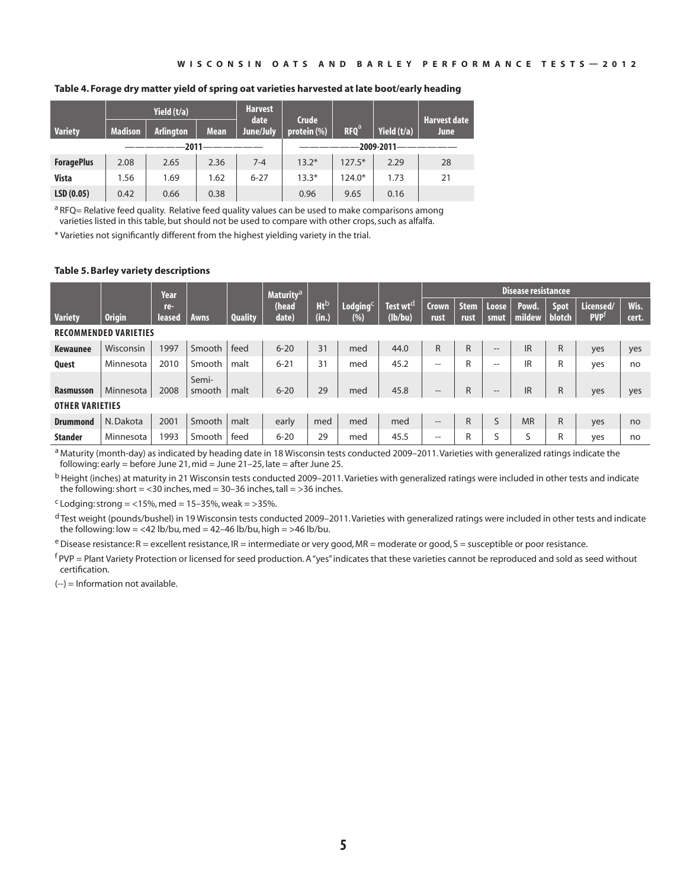**Table 4. Forage dry matter yield of spring oat varieties harvested at late boot/early heading**

| Variety | Yield (t/a) | | | Harvest date June/July | Crude protein (%) | RFQ[a] | Yield (t/a) | Harvest date June |
|---|---|---|---|---|---|---|---|---|
| | Madison | Arlington | Mean | | | | | |
| | 2011 | | | | 2009-2011 | | | |
| **ForagePlus** | 2.08 | 2.65 | 2.36 | 7-4 | 13.2* | 127.5* | 2.29 | 28 |
| **Vista** | 1.56 | 1.69 | 1.62 | 6-27 | 13.3* | 124.0* | 1.73 | 21 |
| **LSD (0.05)** | 0.42 | 0.66 | 0.38 | | 0.96 | 9.65 | 0.16 | |

[a] RFQ= Relative feed quality. Relative feed quality values can be used to make comparisons among varieties listed in this table, but should not be used to compare with other crops, such as alfalfa.

* Varieties not significantly different from the highest yielding variety in the trial.

**Table 5. Barley variety descriptions**

| Variety | Origin | Year re-leased | Awns | Quality | Maturity[a] (head date) | Ht[b] (in.) | Lodging[c] (%) | Test wt[d] (lb/bu) | Disease resistance[e] | | | | | Licensed/ PVP[f] | Wis. cert. |
|---|---|---|---|---|---|---|---|---|---|---|---|---|---|---|---|
| | | | | | | | | | Crown rust | Stem rust | Loose smut | Powd. mildew | Spot blotch | | |
| **RECOMMENDED VARIETIES** | | | | | | | | | | | | | | | |
| **Kewaunee** | Wisconsin | 1997 | Smooth | feed | 6-20 | 31 | med | 44.0 | R | R | -- | IR | R | yes | yes |
| **Quest** | Minnesota | 2010 | Smooth | malt | 6-21 | 31 | med | 45.2 | -- | R | -- | IR | R | yes | no |
| **Rasmusson** | Minnesota | 2008 | Semi-smooth | malt | 6-20 | 29 | med | 45.8 | -- | R | -- | IR | R | yes | yes |
| **OTHER VARIETIES** | | | | | | | | | | | | | | | |
| **Drummond** | N. Dakota | 2001 | Smooth | malt | early | med | med | med | -- | R | S | MR | R | yes | no |
| **Stander** | Minnesota | 1993 | Smooth | feed | 6-20 | 29 | med | 45.5 | -- | R | S | S | R | yes | no |

[a] Maturity (month-day) as indicated by heading date in 18 Wisconsin tests conducted 2009–2011. Varieties with generalized ratings indicate the following: early = before June 21, mid = June 21–25, late = after June 25.

[b] Height (inches) at maturity in 21 Wisconsin tests conducted 2009–2011. Varieties with generalized ratings were included in other tests and indicate the following: short = <30 inches, med = 30–36 inches, tall = >36 inches.

[c] Lodging: strong = <15%, med = 15–35%, weak = >35%.

[d] Test weight (pounds/bushel) in 19 Wisconsin tests conducted 2009–2011. Varieties with generalized ratings were included in other tests and indicate the following: low = <42 lb/bu, med = 42–46 lb/bu, high = >46 lb/bu.

[e] Disease resistance: R = excellent resistance, IR = intermediate or very good, MR = moderate or good, S = susceptible or poor resistance.

[f] PVP = Plant Variety Protection or licensed for seed production. A "yes" indicates that these varieties cannot be reproduced and sold as seed without certification.

(--) = Information not available.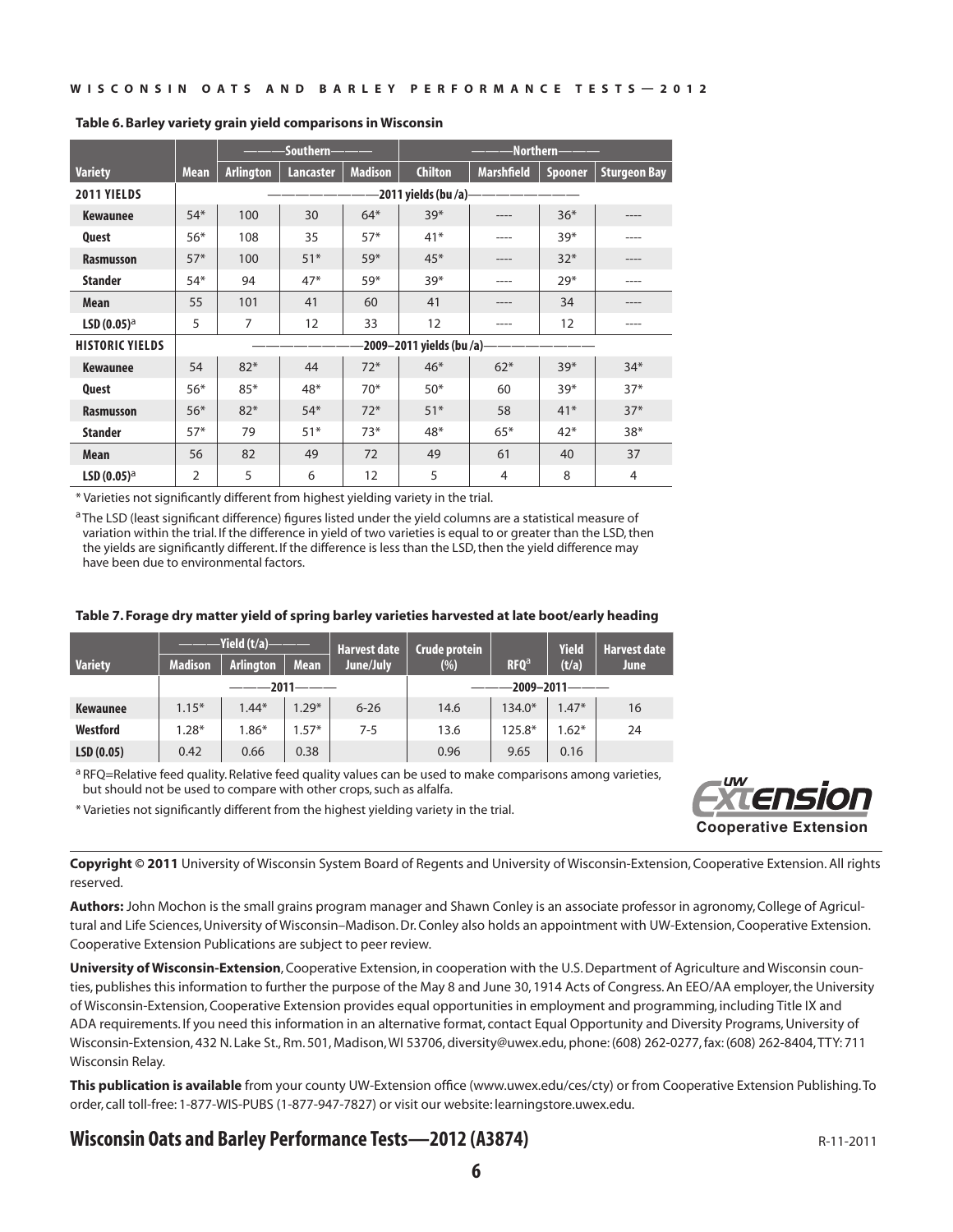**Table 6. Barley variety grain yield comparisons in Wisconsin**

| | | Southern | | | Northern | | | |
|---|---|---|---|---|---|---|---|---|
| **Variety** | **Mean** | **Arlington** | **Lancaster** | **Madison** | **Chilton** | **Marshfield** | **Spooner** | **Sturgeon Bay** |
| **2011 YIELDS** | 2011 yields (bu/a) | | | | | | | |
| **Kewaunee** | 54* | 100 | 30 | 64* | 39* | ---- | 36* | ---- |
| **Quest** | 56* | 108 | 35 | 57* | 41* | ---- | 39* | ---- |
| **Rasmusson** | 57* | 100 | 51* | 59* | 45* | ---- | 32* | ---- |
| **Stander** | 54* | 94 | 47* | 59* | 39* | ---- | 29* | ---- |
| **Mean** | 55 | 101 | 41 | 60 | 41 | ---- | 34 | ---- |
| **LSD (0.05)**[a] | 5 | 7 | 12 | 33 | 12 | ---- | 12 | ---- |
| **HISTORIC YIELDS** | 2009–2011 yields (bu/a) | | | | | | | |
| **Kewaunee** | 54 | 82* | 44 | 72* | 46* | 62* | 39* | 34* |
| **Quest** | 56* | 85* | 48* | 70* | 50* | 60 | 39* | 37* |
| **Rasmusson** | 56* | 82* | 54* | 72* | 51* | 58 | 41* | 37* |
| **Stander** | 57* | 79 | 51* | 73* | 48* | 65* | 42* | 38* |
| **Mean** | 56 | 82 | 49 | 72 | 49 | 61 | 40 | 37 |
| **LSD (0.05)**[a] | 2 | 5 | 6 | 12 | 5 | 4 | 8 | 4 |

\* Varieties not significantly different from highest yielding variety in the trial.

[a] The LSD (least significant difference) figures listed under the yield columns are a statistical measure of variation within the trial. If the difference in yield of two varieties is equal to or greater than the LSD, then the yields are significantly different. If the difference is less than the LSD, then the yield difference may have been due to environmental factors.

**Table 7. Forage dry matter yield of spring barley varieties harvested at late boot/early heading**

| | Yield (t/a) | | | Harvest date | Crude protein | | Yield | Harvest date |
|---|---|---|---|---|---|---|---|---|
| **Variety** | **Madison** | **Arlington** | **Mean** | **June/July** | **(%)** | **RFQ**[a] | **(t/a)** | **June** |
| | 2011 | | | | 2009–2011 | | | |
| **Kewaunee** | 1.15* | 1.44* | 1.29* | 6-26 | 14.6 | 134.0* | 1.47* | 16 |
| **Westford** | 1.28* | 1.86* | 1.57* | 7-5 | 13.6 | 125.8* | 1.62* | 24 |
| **LSD (0.05)** | 0.42 | 0.66 | 0.38 | | 0.96 | 9.65 | 0.16 | |

[a] RFQ=Relative feed quality. Relative feed quality values can be used to make comparisons among varieties, but should not be used to compare with other crops, such as alfalfa.

\* Varieties not significantly different from the highest yielding variety in the trial.

UW Extension Cooperative Extension

**Copyright © 2011** University of Wisconsin System Board of Regents and University of Wisconsin-Extension, Cooperative Extension. All rights reserved.

**Authors:** John Mochon is the small grains program manager and Shawn Conley is an associate professor in agronomy, College of Agricultural and Life Sciences, University of Wisconsin–Madison. Dr. Conley also holds an appointment with UW-Extension, Cooperative Extension. Cooperative Extension Publications are subject to peer review.

**University of Wisconsin-Extension**, Cooperative Extension, in cooperation with the U.S. Department of Agriculture and Wisconsin counties, publishes this information to further the purpose of the May 8 and June 30, 1914 Acts of Congress. An EEO/AA employer, the University of Wisconsin-Extension, Cooperative Extension provides equal opportunities in employment and programming, including Title IX and ADA requirements. If you need this information in an alternative format, contact Equal Opportunity and Diversity Programs, University of Wisconsin-Extension, 432 N. Lake St., Rm. 501, Madison, WI 53706, diversity@uwex.edu, phone: (608) 262-0277, fax: (608) 262-8404, TTY: 711 Wisconsin Relay.

**This publication is available** from your county UW-Extension office (www.uwex.edu/ces/cty) or from Cooperative Extension Publishing. To order, call toll-free: 1-877-WIS-PUBS (1-877-947-7827) or visit our website: learningstore.uwex.edu.

## Wisconsin Oats and Barley Performance Tests—2012 (A3874)

R-11-2011